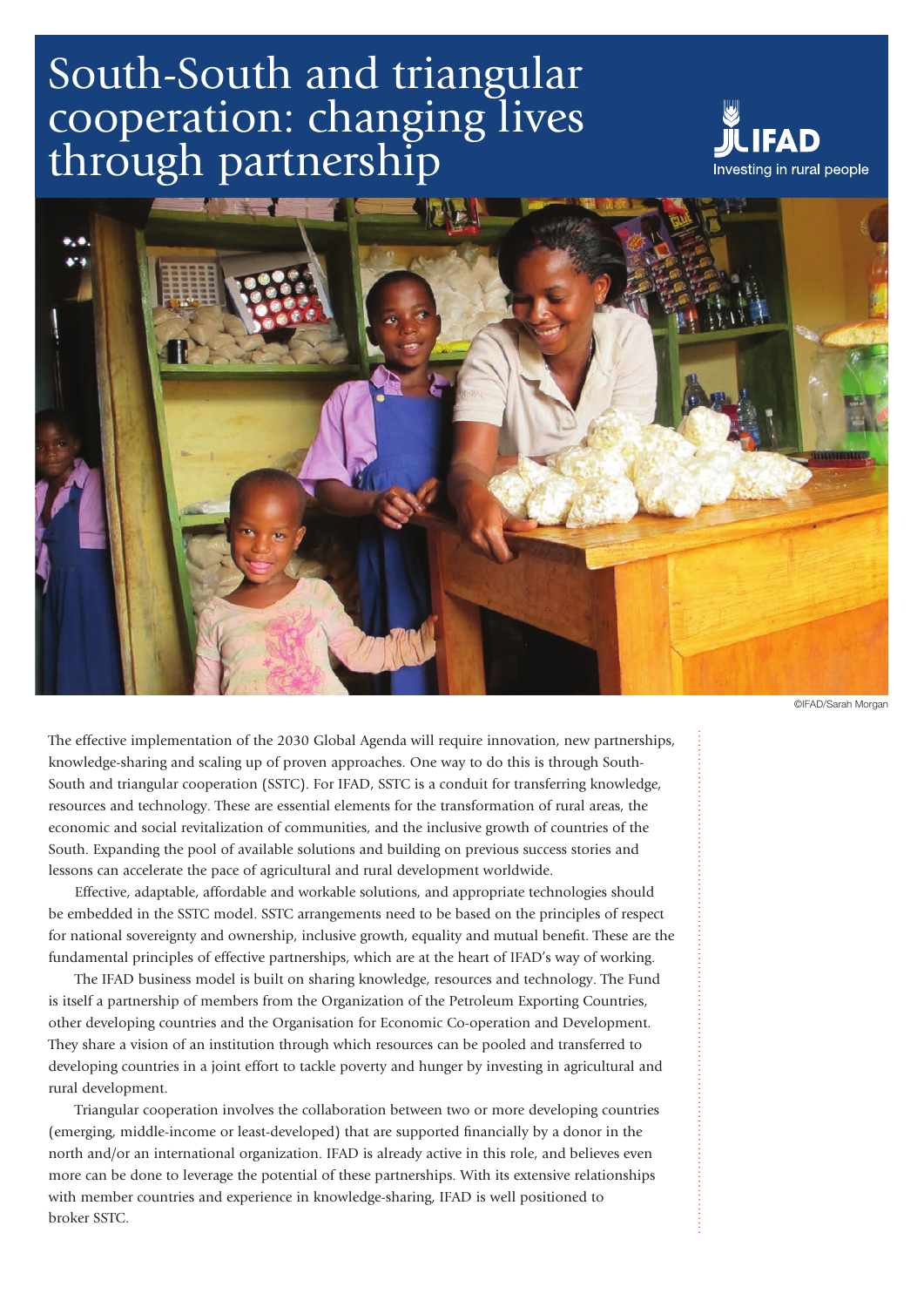# South-South and triangular cooperation: changing lives through partnership

IFAD
Investing in rural people

©IFAD/Sarah Morgan

The effective implementation of the 2030 Global Agenda will require innovation, new partnerships, knowledge-sharing and scaling up of proven approaches. One way to do this is through South-South and triangular cooperation (SSTC). For IFAD, SSTC is a conduit for transferring knowledge, resources and technology. These are essential elements for the transformation of rural areas, the economic and social revitalization of communities, and the inclusive growth of countries of the South. Expanding the pool of available solutions and building on previous success stories and lessons can accelerate the pace of agricultural and rural development worldwide.

Effective, adaptable, affordable and workable solutions, and appropriate technologies should be embedded in the SSTC model. SSTC arrangements need to be based on the principles of respect for national sovereignty and ownership, inclusive growth, equality and mutual benefit. These are the fundamental principles of effective partnerships, which are at the heart of IFAD's way of working.

The IFAD business model is built on sharing knowledge, resources and technology. The Fund is itself a partnership of members from the Organization of the Petroleum Exporting Countries, other developing countries and the Organisation for Economic Co-operation and Development. They share a vision of an institution through which resources can be pooled and transferred to developing countries in a joint effort to tackle poverty and hunger by investing in agricultural and rural development.

Triangular cooperation involves the collaboration between two or more developing countries (emerging, middle-income or least-developed) that are supported financially by a donor in the north and/or an international organization. IFAD is already active in this role, and believes even more can be done to leverage the potential of these partnerships. With its extensive relationships with member countries and experience in knowledge-sharing, IFAD is well positioned to broker SSTC.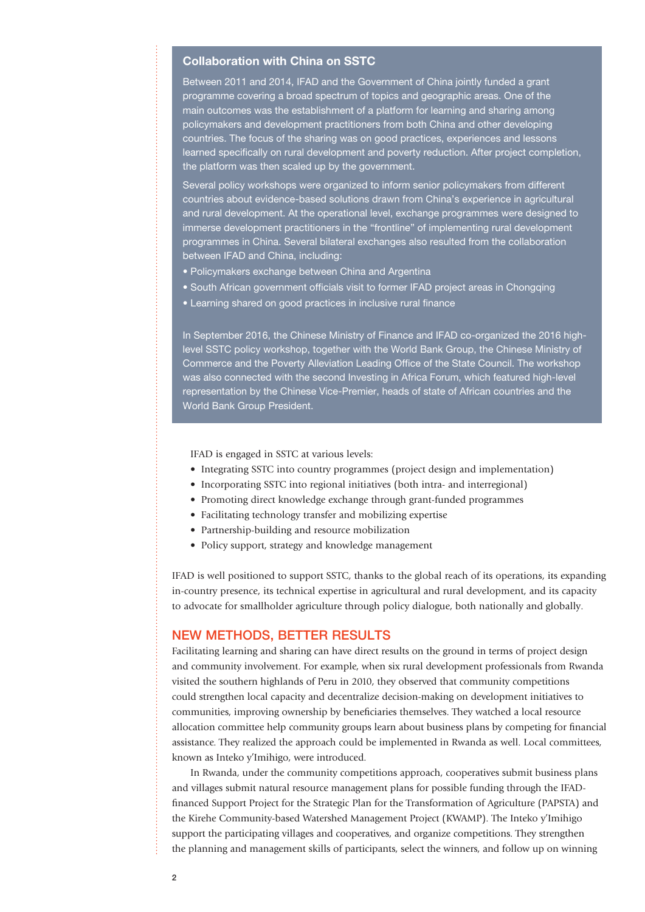### Collaboration with China on SSTC

Between 2011 and 2014, IFAD and the Government of China jointly funded a grant programme covering a broad spectrum of topics and geographic areas. One of the main outcomes was the establishment of a platform for learning and sharing among policymakers and development practitioners from both China and other developing countries. The focus of the sharing was on good practices, experiences and lessons learned specifically on rural development and poverty reduction. After project completion, the platform was then scaled up by the government.

Several policy workshops were organized to inform senior policymakers from different countries about evidence-based solutions drawn from China's experience in agricultural and rural development. At the operational level, exchange programmes were designed to immerse development practitioners in the "frontline" of implementing rural development programmes in China. Several bilateral exchanges also resulted from the collaboration between IFAD and China, including:

- Policymakers exchange between China and Argentina
- South African government officials visit to former IFAD project areas in Chongqing
- Learning shared on good practices in inclusive rural finance

In September 2016, the Chinese Ministry of Finance and IFAD co-organized the 2016 high-level SSTC policy workshop, together with the World Bank Group, the Chinese Ministry of Commerce and the Poverty Alleviation Leading Office of the State Council. The workshop was also connected with the second Investing in Africa Forum, which featured high-level representation by the Chinese Vice-Premier, heads of state of African countries and the World Bank Group President.

IFAD is engaged in SSTC at various levels:

- Integrating SSTC into country programmes (project design and implementation)
- Incorporating SSTC into regional initiatives (both intra- and interregional)
- Promoting direct knowledge exchange through grant-funded programmes
- Facilitating technology transfer and mobilizing expertise
- Partnership-building and resource mobilization
- Policy support, strategy and knowledge management

IFAD is well positioned to support SSTC, thanks to the global reach of its operations, its expanding in-country presence, its technical expertise in agricultural and rural development, and its capacity to advocate for smallholder agriculture through policy dialogue, both nationally and globally.

## NEW METHODS, BETTER RESULTS

Facilitating learning and sharing can have direct results on the ground in terms of project design and community involvement. For example, when six rural development professionals from Rwanda visited the southern highlands of Peru in 2010, they observed that community competitions could strengthen local capacity and decentralize decision-making on development initiatives to communities, improving ownership by beneficiaries themselves. They watched a local resource allocation committee help community groups learn about business plans by competing for financial assistance. They realized the approach could be implemented in Rwanda as well. Local committees, known as Inteko y'Imihigo, were introduced.

In Rwanda, under the community competitions approach, cooperatives submit business plans and villages submit natural resource management plans for possible funding through the IFAD-financed Support Project for the Strategic Plan for the Transformation of Agriculture (PAPSTA) and the Kirehe Community-based Watershed Management Project (KWAMP). The Inteko y'Imihigo support the participating villages and cooperatives, and organize competitions. They strengthen the planning and management skills of participants, select the winners, and follow up on winning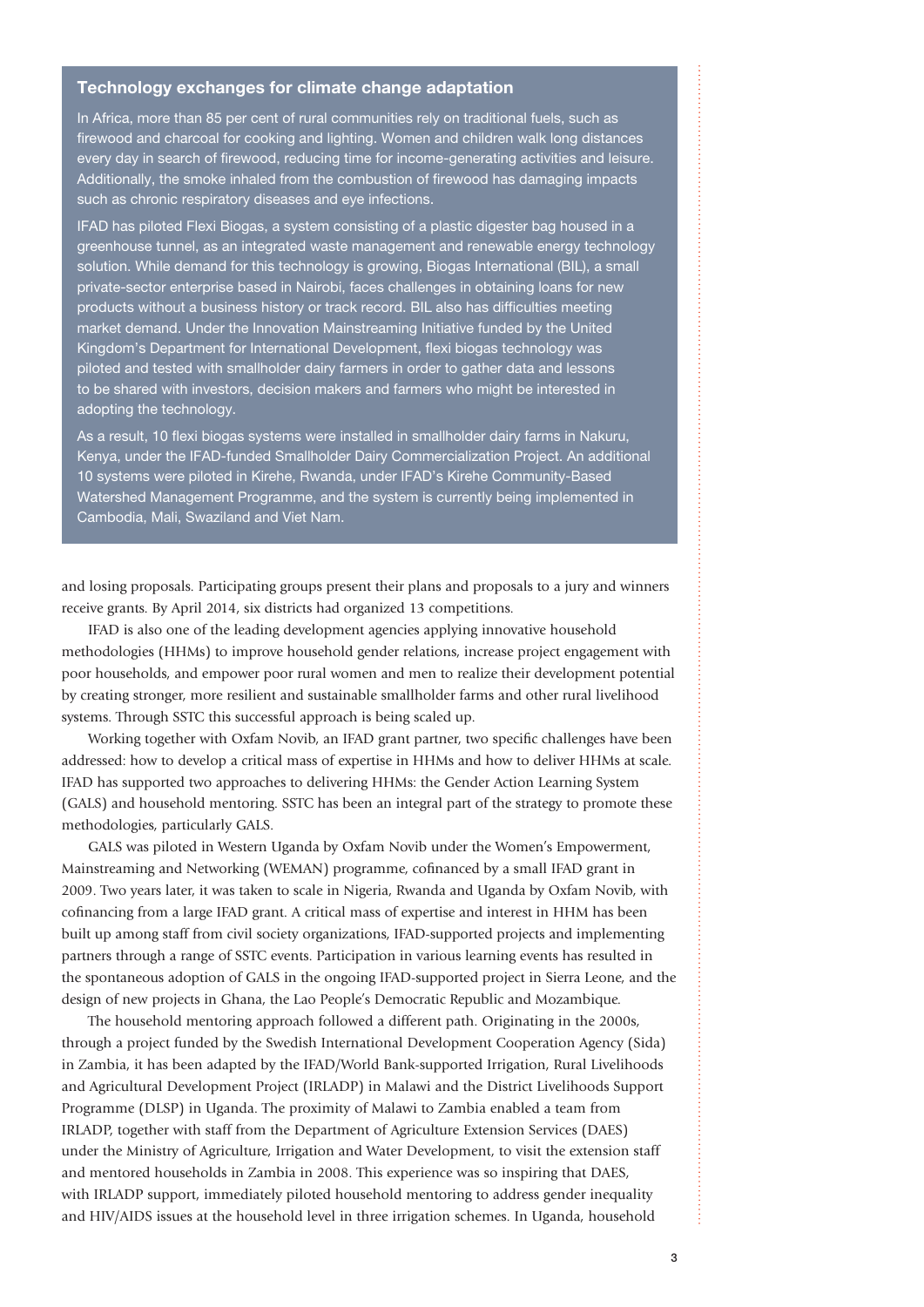### Technology exchanges for climate change adaptation

In Africa, more than 85 per cent of rural communities rely on traditional fuels, such as firewood and charcoal for cooking and lighting. Women and children walk long distances every day in search of firewood, reducing time for income-generating activities and leisure. Additionally, the smoke inhaled from the combustion of firewood has damaging impacts such as chronic respiratory diseases and eye infections.

IFAD has piloted Flexi Biogas, a system consisting of a plastic digester bag housed in a greenhouse tunnel, as an integrated waste management and renewable energy technology solution. While demand for this technology is growing, Biogas International (BIL), a small private-sector enterprise based in Nairobi, faces challenges in obtaining loans for new products without a business history or track record. BIL also has difficulties meeting market demand. Under the Innovation Mainstreaming Initiative funded by the United Kingdom's Department for International Development, flexi biogas technology was piloted and tested with smallholder dairy farmers in order to gather data and lessons to be shared with investors, decision makers and farmers who might be interested in adopting the technology.

As a result, 10 flexi biogas systems were installed in smallholder dairy farms in Nakuru, Kenya, under the IFAD-funded Smallholder Dairy Commercialization Project. An additional 10 systems were piloted in Kirehe, Rwanda, under IFAD's Kirehe Community-Based Watershed Management Programme, and the system is currently being implemented in Cambodia, Mali, Swaziland and Viet Nam.

and losing proposals. Participating groups present their plans and proposals to a jury and winners receive grants. By April 2014, six districts had organized 13 competitions.

IFAD is also one of the leading development agencies applying innovative household methodologies (HHMs) to improve household gender relations, increase project engagement with poor households, and empower poor rural women and men to realize their development potential by creating stronger, more resilient and sustainable smallholder farms and other rural livelihood systems. Through SSTC this successful approach is being scaled up.

Working together with Oxfam Novib, an IFAD grant partner, two specific challenges have been addressed: how to develop a critical mass of expertise in HHMs and how to deliver HHMs at scale. IFAD has supported two approaches to delivering HHMs: the Gender Action Learning System (GALS) and household mentoring. SSTC has been an integral part of the strategy to promote these methodologies, particularly GALS.

GALS was piloted in Western Uganda by Oxfam Novib under the Women's Empowerment, Mainstreaming and Networking (WEMAN) programme, cofinanced by a small IFAD grant in 2009. Two years later, it was taken to scale in Nigeria, Rwanda and Uganda by Oxfam Novib, with cofinancing from a large IFAD grant. A critical mass of expertise and interest in HHM has been built up among staff from civil society organizations, IFAD-supported projects and implementing partners through a range of SSTC events. Participation in various learning events has resulted in the spontaneous adoption of GALS in the ongoing IFAD-supported project in Sierra Leone, and the design of new projects in Ghana, the Lao People's Democratic Republic and Mozambique.

The household mentoring approach followed a different path. Originating in the 2000s, through a project funded by the Swedish International Development Cooperation Agency (Sida) in Zambia, it has been adapted by the IFAD/World Bank-supported Irrigation, Rural Livelihoods and Agricultural Development Project (IRLADP) in Malawi and the District Livelihoods Support Programme (DLSP) in Uganda. The proximity of Malawi to Zambia enabled a team from IRLADP, together with staff from the Department of Agriculture Extension Services (DAES) under the Ministry of Agriculture, Irrigation and Water Development, to visit the extension staff and mentored households in Zambia in 2008. This experience was so inspiring that DAES, with IRLADP support, immediately piloted household mentoring to address gender inequality and HIV/AIDS issues at the household level in three irrigation schemes. In Uganda, household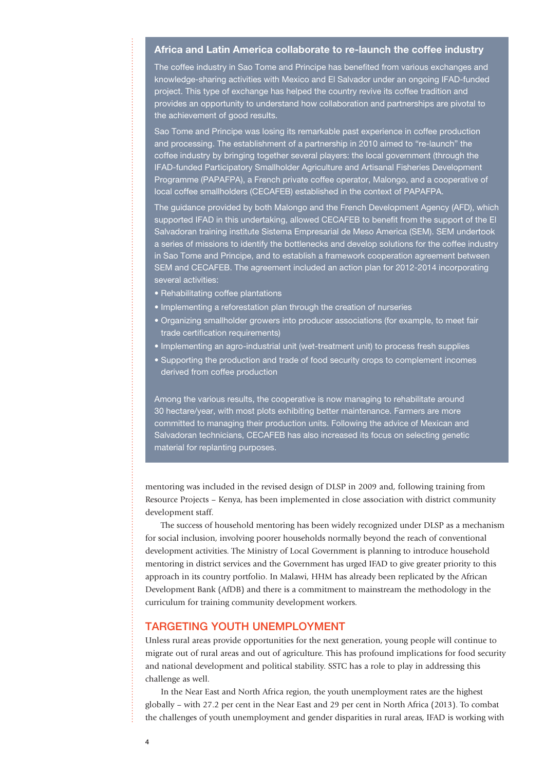### Africa and Latin America collaborate to re-launch the coffee industry

The coffee industry in Sao Tome and Principe has benefited from various exchanges and knowledge-sharing activities with Mexico and El Salvador under an ongoing IFAD-funded project. This type of exchange has helped the country revive its coffee tradition and provides an opportunity to understand how collaboration and partnerships are pivotal to the achievement of good results.

Sao Tome and Principe was losing its remarkable past experience in coffee production and processing. The establishment of a partnership in 2010 aimed to "re-launch" the coffee industry by bringing together several players: the local government (through the IFAD-funded Participatory Smallholder Agriculture and Artisanal Fisheries Development Programme (PAPAFPA), a French private coffee operator, Malongo, and a cooperative of local coffee smallholders (CECAFEB) established in the context of PAPAFPA.

The guidance provided by both Malongo and the French Development Agency (AFD), which supported IFAD in this undertaking, allowed CECAFEB to benefit from the support of the El Salvadoran training institute Sistema Empresarial de Meso America (SEM). SEM undertook a series of missions to identify the bottlenecks and develop solutions for the coffee industry in Sao Tome and Principe, and to establish a framework cooperation agreement between SEM and CECAFEB. The agreement included an action plan for 2012-2014 incorporating several activities:

- Rehabilitating coffee plantations
- Implementing a reforestation plan through the creation of nurseries
- Organizing smallholder growers into producer associations (for example, to meet fair trade certification requirements)
- Implementing an agro-industrial unit (wet-treatment unit) to process fresh supplies
- Supporting the production and trade of food security crops to complement incomes derived from coffee production

Among the various results, the cooperative is now managing to rehabilitate around 30 hectare/year, with most plots exhibiting better maintenance. Farmers are more committed to managing their production units. Following the advice of Mexican and Salvadoran technicians, CECAFEB has also increased its focus on selecting genetic material for replanting purposes.

mentoring was included in the revised design of DLSP in 2009 and, following training from Resource Projects – Kenya, has been implemented in close association with district community development staff.

The success of household mentoring has been widely recognized under DLSP as a mechanism for social inclusion, involving poorer households normally beyond the reach of conventional development activities. The Ministry of Local Government is planning to introduce household mentoring in district services and the Government has urged IFAD to give greater priority to this approach in its country portfolio. In Malawi, HHM has already been replicated by the African Development Bank (AfDB) and there is a commitment to mainstream the methodology in the curriculum for training community development workers.

## TARGETING YOUTH UNEMPLOYMENT

Unless rural areas provide opportunities for the next generation, young people will continue to migrate out of rural areas and out of agriculture. This has profound implications for food security and national development and political stability. SSTC has a role to play in addressing this challenge as well.

In the Near East and North Africa region, the youth unemployment rates are the highest globally – with 27.2 per cent in the Near East and 29 per cent in North Africa (2013). To combat the challenges of youth unemployment and gender disparities in rural areas, IFAD is working with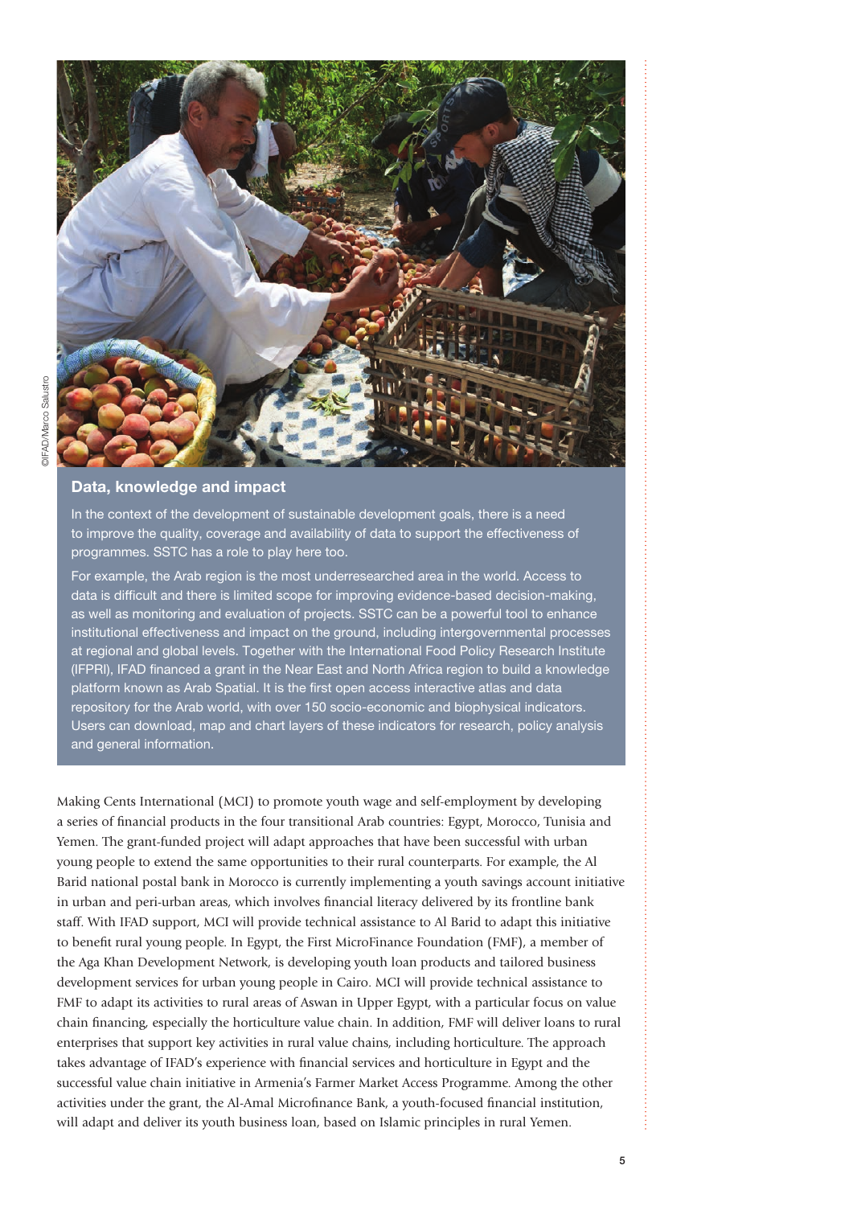©IFAD/Marco Salustro

## Data, knowledge and impact

In the context of the development of sustainable development goals, there is a need to improve the quality, coverage and availability of data to support the effectiveness of programmes. SSTC has a role to play here too.

For example, the Arab region is the most underresearched area in the world. Access to data is difficult and there is limited scope for improving evidence-based decision-making, as well as monitoring and evaluation of projects. SSTC can be a powerful tool to enhance institutional effectiveness and impact on the ground, including intergovernmental processes at regional and global levels. Together with the International Food Policy Research Institute (IFPRI), IFAD financed a grant in the Near East and North Africa region to build a knowledge platform known as Arab Spatial. It is the first open access interactive atlas and data repository for the Arab world, with over 150 socio-economic and biophysical indicators. Users can download, map and chart layers of these indicators for research, policy analysis and general information.

Making Cents International (MCI) to promote youth wage and self-employment by developing a series of financial products in the four transitional Arab countries: Egypt, Morocco, Tunisia and Yemen. The grant-funded project will adapt approaches that have been successful with urban young people to extend the same opportunities to their rural counterparts. For example, the Al Barid national postal bank in Morocco is currently implementing a youth savings account initiative in urban and peri-urban areas, which involves financial literacy delivered by its frontline bank staff. With IFAD support, MCI will provide technical assistance to Al Barid to adapt this initiative to benefit rural young people. In Egypt, the First MicroFinance Foundation (FMF), a member of the Aga Khan Development Network, is developing youth loan products and tailored business development services for urban young people in Cairo. MCI will provide technical assistance to FMF to adapt its activities to rural areas of Aswan in Upper Egypt, with a particular focus on value chain financing, especially the horticulture value chain. In addition, FMF will deliver loans to rural enterprises that support key activities in rural value chains, including horticulture. The approach takes advantage of IFAD's experience with financial services and horticulture in Egypt and the successful value chain initiative in Armenia's Farmer Market Access Programme. Among the other activities under the grant, the Al-Amal Microfinance Bank, a youth-focused financial institution, will adapt and deliver its youth business loan, based on Islamic principles in rural Yemen.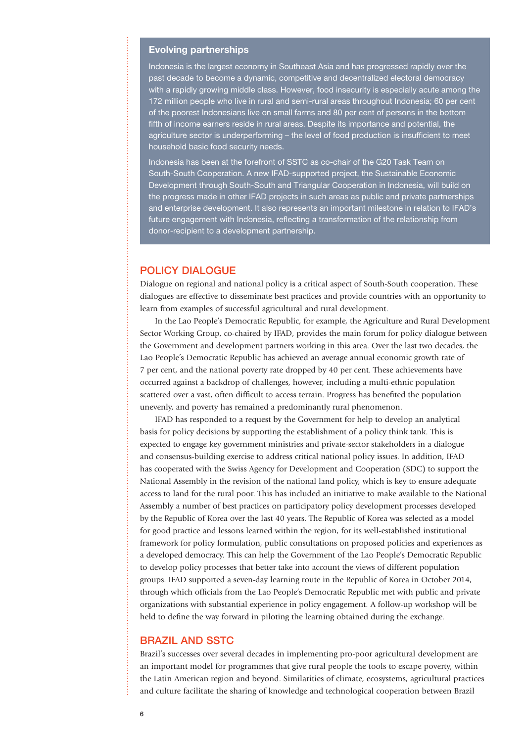### Evolving partnerships

Indonesia is the largest economy in Southeast Asia and has progressed rapidly over the past decade to become a dynamic, competitive and decentralized electoral democracy with a rapidly growing middle class. However, food insecurity is especially acute among the 172 million people who live in rural and semi-rural areas throughout Indonesia; 60 per cent of the poorest Indonesians live on small farms and 80 per cent of persons in the bottom fifth of income earners reside in rural areas. Despite its importance and potential, the agriculture sector is underperforming – the level of food production is insufficient to meet household basic food security needs.

Indonesia has been at the forefront of SSTC as co-chair of the G20 Task Team on South-South Cooperation. A new IFAD-supported project, the Sustainable Economic Development through South-South and Triangular Cooperation in Indonesia, will build on the progress made in other IFAD projects in such areas as public and private partnerships and enterprise development. It also represents an important milestone in relation to IFAD's future engagement with Indonesia, reflecting a transformation of the relationship from donor-recipient to a development partnership.

## POLICY DIALOGUE

Dialogue on regional and national policy is a critical aspect of South-South cooperation. These dialogues are effective to disseminate best practices and provide countries with an opportunity to learn from examples of successful agricultural and rural development.

In the Lao People's Democratic Republic, for example, the Agriculture and Rural Development Sector Working Group, co-chaired by IFAD, provides the main forum for policy dialogue between the Government and development partners working in this area. Over the last two decades, the Lao People's Democratic Republic has achieved an average annual economic growth rate of 7 per cent, and the national poverty rate dropped by 40 per cent. These achievements have occurred against a backdrop of challenges, however, including a multi-ethnic population scattered over a vast, often difficult to access terrain. Progress has benefited the population unevenly, and poverty has remained a predominantly rural phenomenon.

IFAD has responded to a request by the Government for help to develop an analytical basis for policy decisions by supporting the establishment of a policy think tank. This is expected to engage key government ministries and private-sector stakeholders in a dialogue and consensus-building exercise to address critical national policy issues. In addition, IFAD has cooperated with the Swiss Agency for Development and Cooperation (SDC) to support the National Assembly in the revision of the national land policy, which is key to ensure adequate access to land for the rural poor. This has included an initiative to make available to the National Assembly a number of best practices on participatory policy development processes developed by the Republic of Korea over the last 40 years. The Republic of Korea was selected as a model for good practice and lessons learned within the region, for its well-established institutional framework for policy formulation, public consultations on proposed policies and experiences as a developed democracy. This can help the Government of the Lao People's Democratic Republic to develop policy processes that better take into account the views of different population groups. IFAD supported a seven-day learning route in the Republic of Korea in October 2014, through which officials from the Lao People's Democratic Republic met with public and private organizations with substantial experience in policy engagement. A follow-up workshop will be held to define the way forward in piloting the learning obtained during the exchange.

## BRAZIL AND SSTC

Brazil's successes over several decades in implementing pro-poor agricultural development are an important model for programmes that give rural people the tools to escape poverty, within the Latin American region and beyond. Similarities of climate, ecosystems, agricultural practices and culture facilitate the sharing of knowledge and technological cooperation between Brazil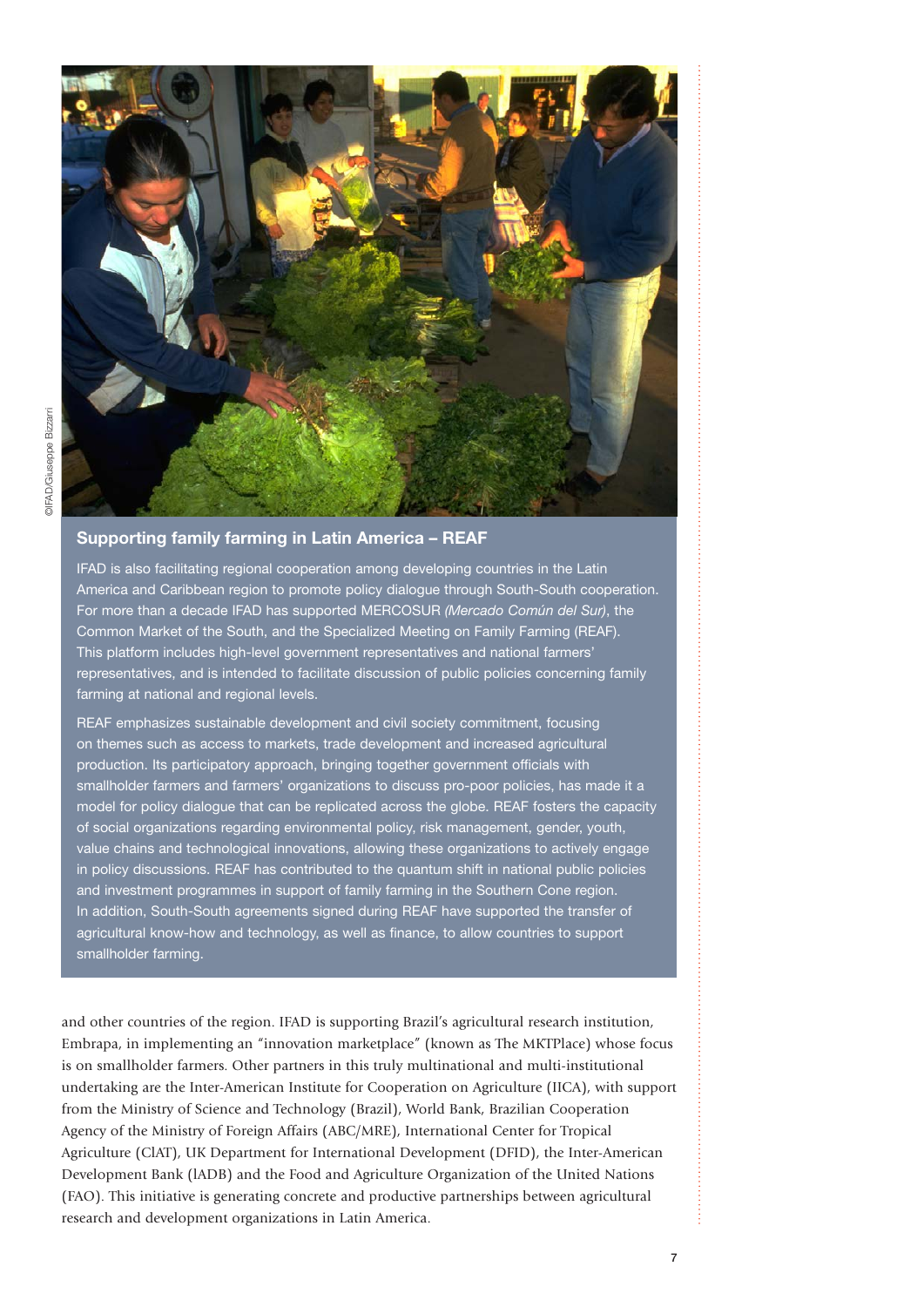©IFAD/Giuseppe Bizzarri

### Supporting family farming in Latin America – REAF

IFAD is also facilitating regional cooperation among developing countries in the Latin America and Caribbean region to promote policy dialogue through South-South cooperation. For more than a decade IFAD has supported MERCOSUR *(Mercado Común del Sur)*, the Common Market of the South, and the Specialized Meeting on Family Farming (REAF). This platform includes high-level government representatives and national farmers' representatives, and is intended to facilitate discussion of public policies concerning family farming at national and regional levels.

REAF emphasizes sustainable development and civil society commitment, focusing on themes such as access to markets, trade development and increased agricultural production. Its participatory approach, bringing together government officials with smallholder farmers and farmers' organizations to discuss pro-poor policies, has made it a model for policy dialogue that can be replicated across the globe. REAF fosters the capacity of social organizations regarding environmental policy, risk management, gender, youth, value chains and technological innovations, allowing these organizations to actively engage in policy discussions. REAF has contributed to the quantum shift in national public policies and investment programmes in support of family farming in the Southern Cone region. In addition, South-South agreements signed during REAF have supported the transfer of agricultural know-how and technology, as well as finance, to allow countries to support smallholder farming.

and other countries of the region. IFAD is supporting Brazil's agricultural research institution, Embrapa, in implementing an "innovation marketplace" (known as The MKTPlace) whose focus is on smallholder farmers. Other partners in this truly multinational and multi-institutional undertaking are the Inter-American Institute for Cooperation on Agriculture (IICA), with support from the Ministry of Science and Technology (Brazil), World Bank, Brazilian Cooperation Agency of the Ministry of Foreign Affairs (ABC/MRE), International Center for Tropical Agriculture (CIAT), UK Department for International Development (DFID), the Inter-American Development Bank (IADB) and the Food and Agriculture Organization of the United Nations (FAO). This initiative is generating concrete and productive partnerships between agricultural research and development organizations in Latin America.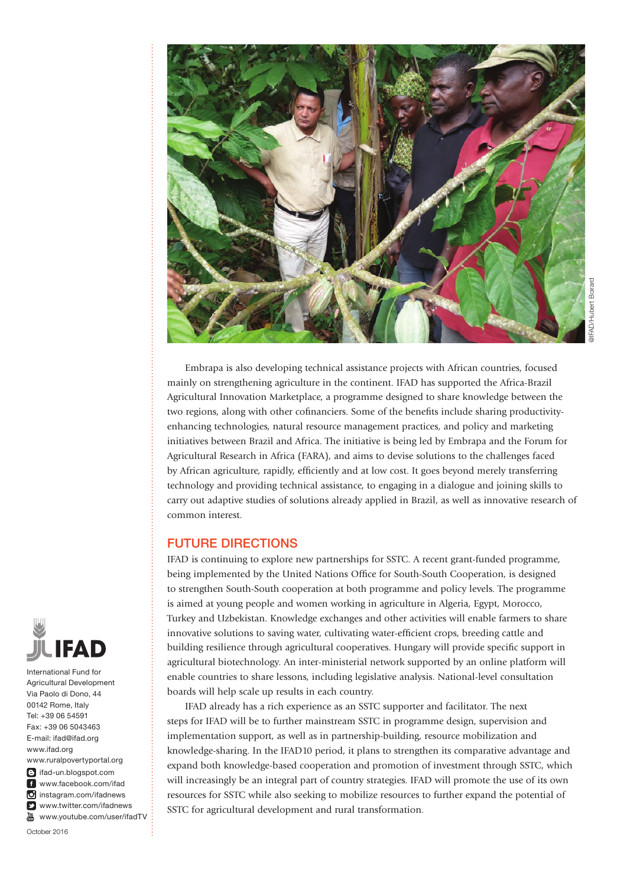@IFAD/Hubert Boirard

Embrapa is also developing technical assistance projects with African countries, focused mainly on strengthening agriculture in the continent. IFAD has supported the Africa-Brazil Agricultural Innovation Marketplace, a programme designed to share knowledge between the two regions, along with other cofinanciers. Some of the benefits include sharing productivity-enhancing technologies, natural resource management practices, and policy and marketing initiatives between Brazil and Africa. The initiative is being led by Embrapa and the Forum for Agricultural Research in Africa (FARA), and aims to devise solutions to the challenges faced by African agriculture, rapidly, efficiently and at low cost. It goes beyond merely transferring technology and providing technical assistance, to engaging in a dialogue and joining skills to carry out adaptive studies of solutions already applied in Brazil, as well as innovative research of common interest.

## FUTURE DIRECTIONS

IFAD is continuing to explore new partnerships for SSTC. A recent grant-funded programme, being implemented by the United Nations Office for South-South Cooperation, is designed to strengthen South-South cooperation at both programme and policy levels. The programme is aimed at young people and women working in agriculture in Algeria, Egypt, Morocco, Turkey and Uzbekistan. Knowledge exchanges and other activities will enable farmers to share innovative solutions to saving water, cultivating water-efficient crops, breeding cattle and building resilience through agricultural cooperatives. Hungary will provide specific support in agricultural biotechnology. An inter-ministerial network supported by an online platform will enable countries to share lessons, including legislative analysis. National-level consultation boards will help scale up results in each country.

IFAD already has a rich experience as an SSTC supporter and facilitator. The next steps for IFAD will be to further mainstream SSTC in programme design, supervision and implementation support, as well as in partnership-building, resource mobilization and knowledge-sharing. In the IFAD10 period, it plans to strengthen its comparative advantage and expand both knowledge-based cooperation and promotion of investment through SSTC, which will increasingly be an integral part of country strategies. IFAD will promote the use of its own resources for SSTC while also seeking to mobilize resources to further expand the potential of SSTC for agricultural development and rural transformation.

IFAD

International Fund for Agricultural Development
Via Paolo di Dono, 44
00142 Rome, Italy
Tel: +39 06 54591
Fax: +39 06 5043463
E-mail: ifad@ifad.org
www.ifad.org
www.ruralpovertyportal.org

ifad-un.blogspot.com
www.facebook.com/ifad
instagram.com/ifadnews
www.twitter.com/ifadnews
www.youtube.com/user/ifadTV

October 2016